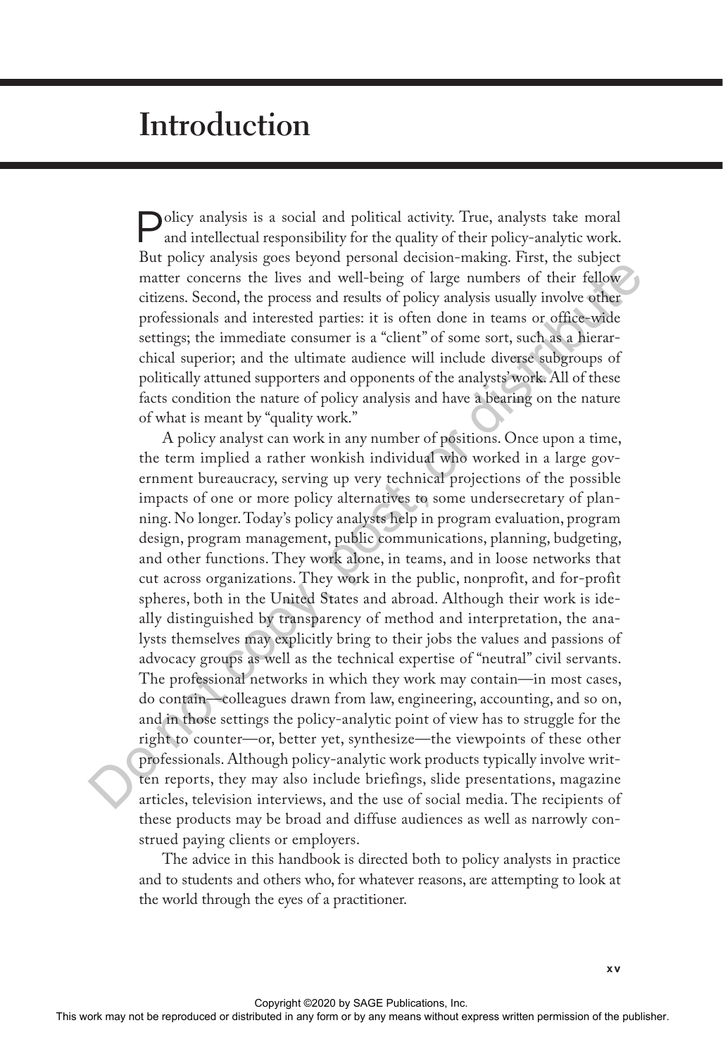# Introduction

Policy analysis is a social and political activity. True, analysts take moral and intellectual responsibility for the quality of their policy-analytic work. But policy analysis goes beyond personal decision-making. First, the subject matter concerns the lives and well-being of large numbers of their fellow citizens. Second, the process and results of policy analysis usually involve other professionals and interested parties: it is often done in teams or office-wide settings; the immediate consumer is a "client" of some sort, such as a hierarchical superior; and the ultimate audience will include diverse subgroups of politically attuned supporters and opponents of the analysts' work. All of these facts condition the nature of policy analysis and have a bearing on the nature of what is meant by "quality work."

A policy analyst can work in any number of positions. Once upon a time, the term implied a rather wonkish individual who worked in a large government bureaucracy, serving up very technical projections of the possible impacts of one or more policy alternatives to some undersecretary of planning. No longer. Today's policy analysts help in program evaluation, program design, program management, public communications, planning, budgeting, and other functions. They work alone, in teams, and in loose networks that cut across organizations. They work in the public, nonprofit, and for-profit spheres, both in the United States and abroad. Although their work is ideally distinguished by transparency of method and interpretation, the analysts themselves may explicitly bring to their jobs the values and passions of advocacy groups as well as the technical expertise of "neutral" civil servants. The professional networks in which they work may contain—in most cases, do contain—colleagues drawn from law, engineering, accounting, and so on, and in those settings the policy-analytic point of view has to struggle for the right to counter—or, better yet, synthesize—the viewpoints of these other professionals. Although policy-analytic work products typically involve written reports, they may also include briefings, slide presentations, magazine articles, television interviews, and the use of social media. The recipients of these products may be broad and diffuse audiences as well as narrowly construed paying clients or employers.

The advice in this handbook is directed both to policy analysts in practice and to students and others who, for whatever reasons, are attempting to look at the world through the eyes of a practitioner.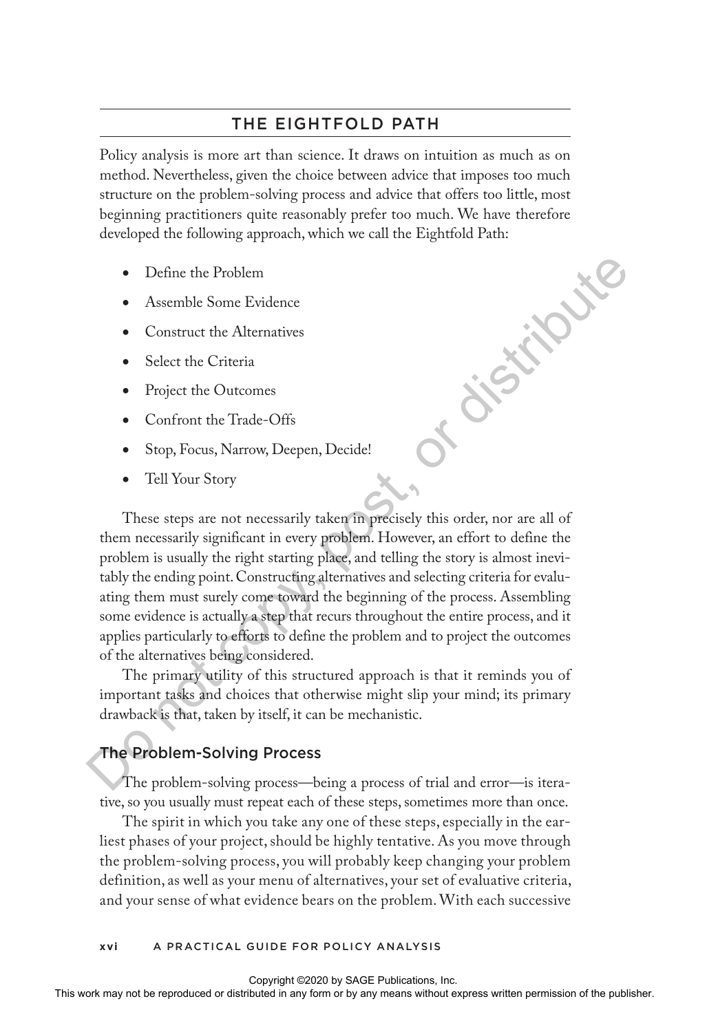## THE EIGHTFOLD PATH

Policy analysis is more art than science. It draws on intuition as much as on method. Nevertheless, given the choice between advice that imposes too much structure on the problem-solving process and advice that offers too little, most beginning practitioners quite reasonably prefer too much. We have therefore developed the following approach, which we call the Eightfold Path:

- Define the Problem
- Assemble Some Evidence
- Construct the Alternatives
- Select the Criteria
- Project the Outcomes
- Confront the Trade-Offs
- Stop, Focus, Narrow, Deepen, Decide!
- Tell Your Story

These steps are not necessarily taken in precisely this order, nor are all of them necessarily significant in every problem. However, an effort to define the problem is usually the right starting place, and telling the story is almost inevitably the ending point. Constructing alternatives and selecting criteria for evaluating them must surely come toward the beginning of the process. Assembling some evidence is actually a step that recurs throughout the entire process, and it applies particularly to efforts to define the problem and to project the outcomes of the alternatives being considered.

The primary utility of this structured approach is that it reminds you of important tasks and choices that otherwise might slip your mind; its primary drawback is that, taken by itself, it can be mechanistic.

### The Problem-Solving Process

The problem-solving process—being a process of trial and error—is iterative, so you usually must repeat each of these steps, sometimes more than once.

The spirit in which you take any one of these steps, especially in the earliest phases of your project, should be highly tentative. As you move through the problem-solving process, you will probably keep changing your problem definition, as well as your menu of alternatives, your set of evaluative criteria, and your sense of what evidence bears on the problem. With each successive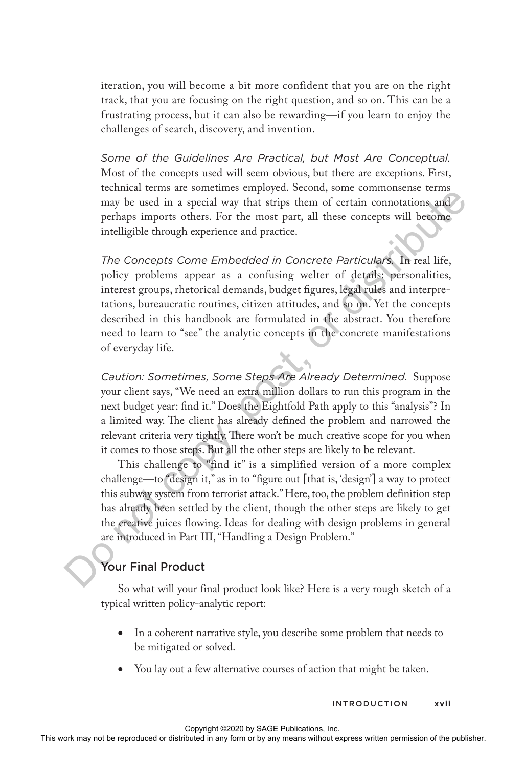iteration, you will become a bit more confident that you are on the right track, that you are focusing on the right question, and so on. This can be a frustrating process, but it can also be rewarding—if you learn to enjoy the challenges of search, discovery, and invention.

*Some of the Guidelines Are Practical, but Most Are Conceptual.* Most of the concepts used will seem obvious, but there are exceptions. First, technical terms are sometimes employed. Second, some commonsense terms may be used in a special way that strips them of certain connotations and perhaps imports others. For the most part, all these concepts will become intelligible through experience and practice.

*The Concepts Come Embedded in Concrete Particulars.* In real life, policy problems appear as a confusing welter of details: personalities, interest groups, rhetorical demands, budget figures, legal rules and interpretations, bureaucratic routines, citizen attitudes, and so on. Yet the concepts described in this handbook are formulated in the abstract. You therefore need to learn to "see" the analytic concepts in the concrete manifestations of everyday life.

*Caution: Sometimes, Some Steps Are Already Determined.* Suppose your client says, "We need an extra million dollars to run this program in the next budget year: find it." Does the Eightfold Path apply to this "analysis"? In a limited way. The client has already defined the problem and narrowed the relevant criteria very tightly. There won't be much creative scope for you when it comes to those steps. But all the other steps are likely to be relevant.

This challenge to "find it" is a simplified version of a more complex challenge—to "design it," as in to "figure out [that is, 'design'] a way to protect this subway system from terrorist attack." Here, too, the problem definition step has already been settled by the client, though the other steps are likely to get the creative juices flowing. Ideas for dealing with design problems in general are introduced in Part III, "Handling a Design Problem."

## Your Final Product

So what will your final product look like? Here is a very rough sketch of a typical written policy-analytic report:

- In a coherent narrative style, you describe some problem that needs to be mitigated or solved.
- You lay out a few alternative courses of action that might be taken.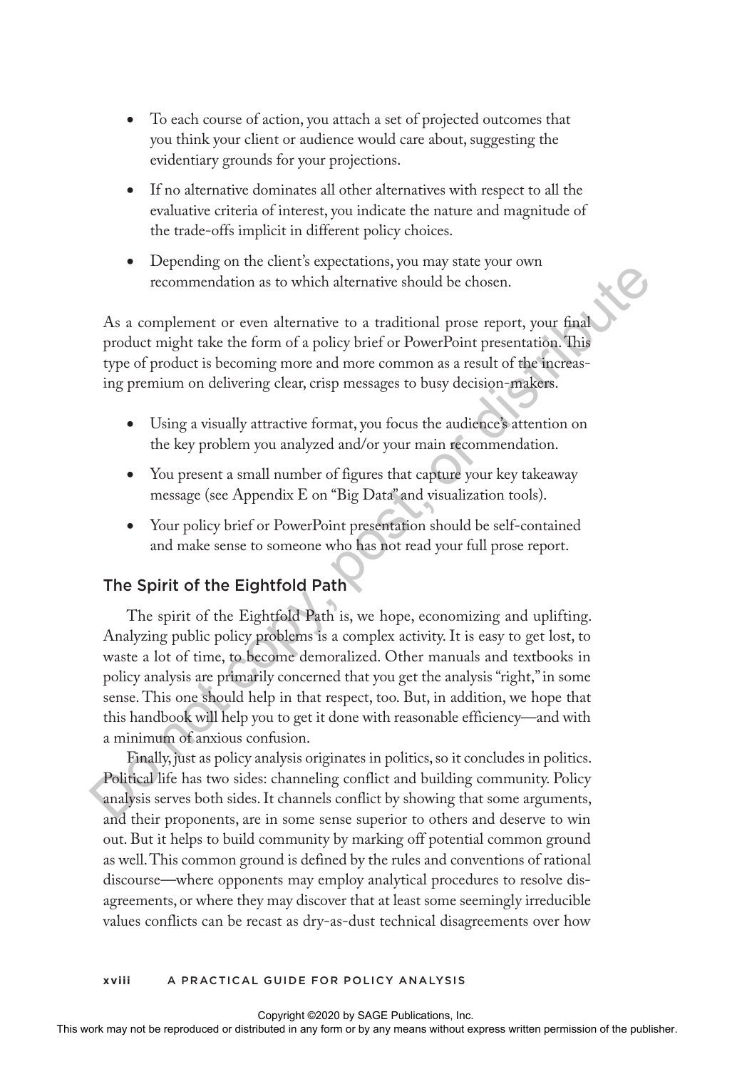- To each course of action, you attach a set of projected outcomes that you think your client or audience would care about, suggesting the evidentiary grounds for your projections.
- If no alternative dominates all other alternatives with respect to all the evaluative criteria of interest, you indicate the nature and magnitude of the trade-offs implicit in different policy choices.
- Depending on the client's expectations, you may state your own recommendation as to which alternative should be chosen.

As a complement or even alternative to a traditional prose report, your final product might take the form of a policy brief or PowerPoint presentation. This type of product is becoming more and more common as a result of the increasing premium on delivering clear, crisp messages to busy decision-makers.

- Using a visually attractive format, you focus the audience's attention on the key problem you analyzed and/or your main recommendation.
- You present a small number of figures that capture your key takeaway message (see Appendix E on "Big Data" and visualization tools).
- Your policy brief or PowerPoint presentation should be self-contained and make sense to someone who has not read your full prose report.

## The Spirit of the Eightfold Path

The spirit of the Eightfold Path is, we hope, economizing and uplifting. Analyzing public policy problems is a complex activity. It is easy to get lost, to waste a lot of time, to become demoralized. Other manuals and textbooks in policy analysis are primarily concerned that you get the analysis "right," in some sense. This one should help in that respect, too. But, in addition, we hope that this handbook will help you to get it done with reasonable efficiency—and with a minimum of anxious confusion.

Finally, just as policy analysis originates in politics, so it concludes in politics. Political life has two sides: channeling conflict and building community. Policy analysis serves both sides. It channels conflict by showing that some arguments, and their proponents, are in some sense superior to others and deserve to win out. But it helps to build community by marking off potential common ground as well. This common ground is defined by the rules and conventions of rational discourse—where opponents may employ analytical procedures to resolve disagreements, or where they may discover that at least some seemingly irreducible values conflicts can be recast as dry-as-dust technical disagreements over how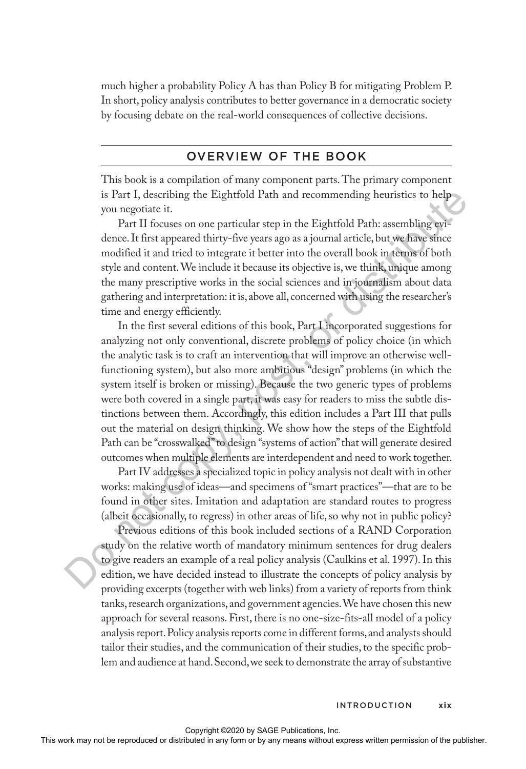much higher a probability Policy A has than Policy B for mitigating Problem P. In short, policy analysis contributes to better governance in a democratic society by focusing debate on the real-world consequences of collective decisions.

## OVERVIEW OF THE BOOK

This book is a compilation of many component parts. The primary component is Part I, describing the Eightfold Path and recommending heuristics to help you negotiate it.

Part II focuses on one particular step in the Eightfold Path: assembling evidence. It first appeared thirty-five years ago as a journal article, but we have since modified it and tried to integrate it better into the overall book in terms of both style and content. We include it because its objective is, we think, unique among the many prescriptive works in the social sciences and in journalism about data gathering and interpretation: it is, above all, concerned with using the researcher's time and energy efficiently.

In the first several editions of this book, Part I incorporated suggestions for analyzing not only conventional, discrete problems of policy choice (in which the analytic task is to craft an intervention that will improve an otherwise well-functioning system), but also more ambitious "design" problems (in which the system itself is broken or missing). Because the two generic types of problems were both covered in a single part, it was easy for readers to miss the subtle distinctions between them. Accordingly, this edition includes a Part III that pulls out the material on design thinking. We show how the steps of the Eightfold Path can be "crosswalked" to design "systems of action" that will generate desired outcomes when multiple elements are interdependent and need to work together.

Part IV addresses a specialized topic in policy analysis not dealt with in other works: making use of ideas—and specimens of "smart practices"—that are to be found in other sites. Imitation and adaptation are standard routes to progress (albeit occasionally, to regress) in other areas of life, so why not in public policy?

Previous editions of this book included sections of a RAND Corporation study on the relative worth of mandatory minimum sentences for drug dealers to give readers an example of a real policy analysis (Caulkins et al. 1997). In this edition, we have decided instead to illustrate the concepts of policy analysis by providing excerpts (together with web links) from a variety of reports from think tanks, research organizations, and government agencies. We have chosen this new approach for several reasons. First, there is no one-size-fits-all model of a policy analysis report. Policy analysis reports come in different forms, and analysts should tailor their studies, and the communication of their studies, to the specific problem and audience at hand. Second, we seek to demonstrate the array of substantive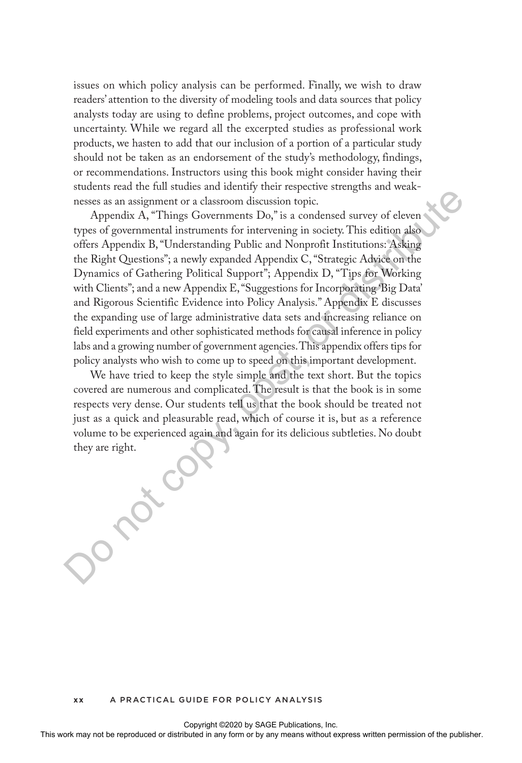issues on which policy analysis can be performed. Finally, we wish to draw readers' attention to the diversity of modeling tools and data sources that policy analysts today are using to define problems, project outcomes, and cope with uncertainty. While we regard all the excerpted studies as professional work products, we hasten to add that our inclusion of a portion of a particular study should not be taken as an endorsement of the study's methodology, findings, or recommendations. Instructors using this book might consider having their students read the full studies and identify their respective strengths and weaknesses as an assignment or a classroom discussion topic.

Appendix A, "Things Governments Do," is a condensed survey of eleven types of governmental instruments for intervening in society. This edition also offers Appendix B, "Understanding Public and Nonprofit Institutions: Asking the Right Questions"; a newly expanded Appendix C, "Strategic Advice on the Dynamics of Gathering Political Support"; Appendix D, "Tips for Working with Clients"; and a new Appendix E, "Suggestions for Incorporating 'Big Data' and Rigorous Scientific Evidence into Policy Analysis." Appendix E discusses the expanding use of large administrative data sets and increasing reliance on field experiments and other sophisticated methods for causal inference in policy labs and a growing number of government agencies. This appendix offers tips for policy analysts who wish to come up to speed on this important development.

We have tried to keep the style simple and the text short. But the topics covered are numerous and complicated. The result is that the book is in some respects very dense. Our students tell us that the book should be treated not just as a quick and pleasurable read, which of course it is, but as a reference volume to be experienced again and again for its delicious subtleties. No doubt they are right.